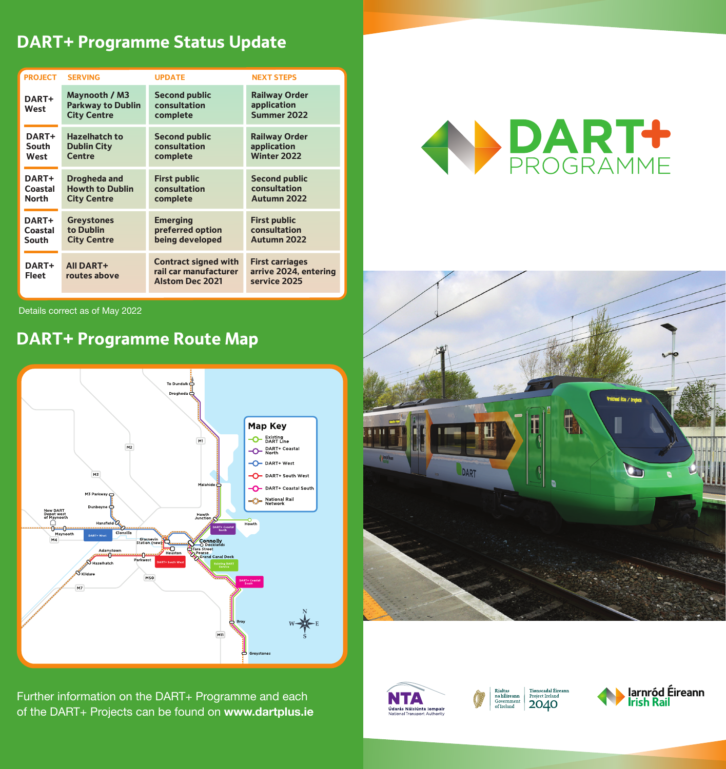## DART+ Programme Status Update

| PROJECT | SERVING | UPDATE | NEXT STEPS |
| --- | --- | --- | --- |
| DART+ West | Maynooth / M3 Parkway to Dublin City Centre | Second public consultation complete | Railway Order application Summer 2022 |
| DART+ South West | Hazelhatch to Dublin City Centre | Second public consultation complete | Railway Order application Winter 2022 |
| DART+ Coastal North | Drogheda and Howth to Dublin City Centre | First public consultation complete | Second public consultation Autumn 2022 |
| DART+ Coastal South | Greystones to Dublin City Centre | Emerging preferred option being developed | First public consultation Autumn 2022 |
| DART+ Fleet | All DART+ routes above | Contract signed with rail car manufacturer Alstom Dec 2021 | First carriages arrive 2024, entering service 2025 |

Details correct as of May 2022

## DART+ Programme Route Map

**Map Key**
- Existing DART Line
- DART+ Coastal North
- DART+ West
- DART+ South West
- DART+ Coastal South
- National Rail Network

To Dundalk, Drogheda, M1, M2, M3, Malahide, M3 Parkway, Dunboyne, New DART Depot west of Maynooth, Hansfield, Howth Junction, Howth, DART+ Coastal North, Maynooth, M4, DART+ West, Clonsilla, Glasnevin Station (new), Connolly, Docklands, Tara Street, Pearse, Grand Canal Dock, Adamstown, Heuston, Parkwest, DART+ South West, Hazelhatch, Kildare, M50, Existing DART Service, DART+ Coastal South, M7, Bray, M11, Greystones

Further information on the DART+ Programme and each of the DART+ Projects can be found on **www.dartplus.ie**

# DART+ PROGRAMME

NTA Údarás Náisiúnta Iompair National Transport Authority

Rialtas na hÉireann Government of Ireland | Tionscadal Éireann Project Ireland 2040

Iarnród Éireann Irish Rail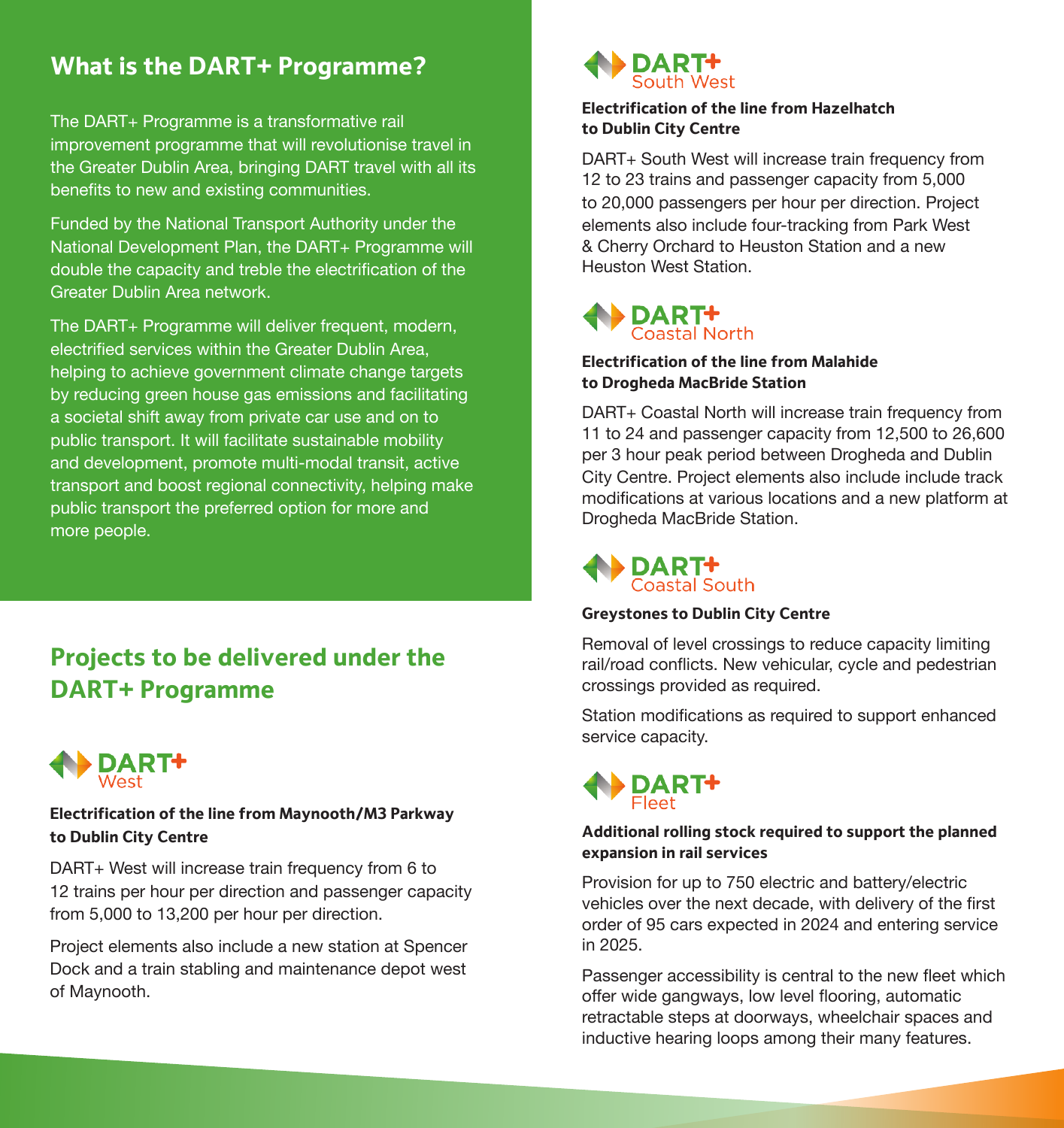## What is the DART+ Programme?

The DART+ Programme is a transformative rail improvement programme that will revolutionise travel in the Greater Dublin Area, bringing DART travel with all its benefits to new and existing communities.

Funded by the National Transport Authority under the National Development Plan, the DART+ Programme will double the capacity and treble the electrification of the Greater Dublin Area network.

The DART+ Programme will deliver frequent, modern, electrified services within the Greater Dublin Area, helping to achieve government climate change targets by reducing green house gas emissions and facilitating a societal shift away from private car use and on to public transport. It will facilitate sustainable mobility and development, promote multi-modal transit, active transport and boost regional connectivity, helping make public transport the preferred option for more and more people.

## Projects to be delivered under the DART+ Programme

### DART+ West

**Electrification of the line from Maynooth/M3 Parkway to Dublin City Centre**

DART+ West will increase train frequency from 6 to 12 trains per hour per direction and passenger capacity from 5,000 to 13,200 per hour per direction.

Project elements also include a new station at Spencer Dock and a train stabling and maintenance depot west of Maynooth.

### DART+ South West

**Electrification of the line from Hazelhatch to Dublin City Centre**

DART+ South West will increase train frequency from 12 to 23 trains and passenger capacity from 5,000 to 20,000 passengers per hour per direction. Project elements also include four-tracking from Park West & Cherry Orchard to Heuston Station and a new Heuston West Station.

### DART+ Coastal North

**Electrification of the line from Malahide to Drogheda MacBride Station**

DART+ Coastal North will increase train frequency from 11 to 24 and passenger capacity from 12,500 to 26,600 per 3 hour peak period between Drogheda and Dublin City Centre. Project elements also include include track modifications at various locations and a new platform at Drogheda MacBride Station.

### DART+ Coastal South

**Greystones to Dublin City Centre**

Removal of level crossings to reduce capacity limiting rail/road conflicts. New vehicular, cycle and pedestrian crossings provided as required.

Station modifications as required to support enhanced service capacity.

### DART+ Fleet

**Additional rolling stock required to support the planned expansion in rail services**

Provision for up to 750 electric and battery/electric vehicles over the next decade, with delivery of the first order of 95 cars expected in 2024 and entering service in 2025.

Passenger accessibility is central to the new fleet which offer wide gangways, low level flooring, automatic retractable steps at doorways, wheelchair spaces and inductive hearing loops among their many features.